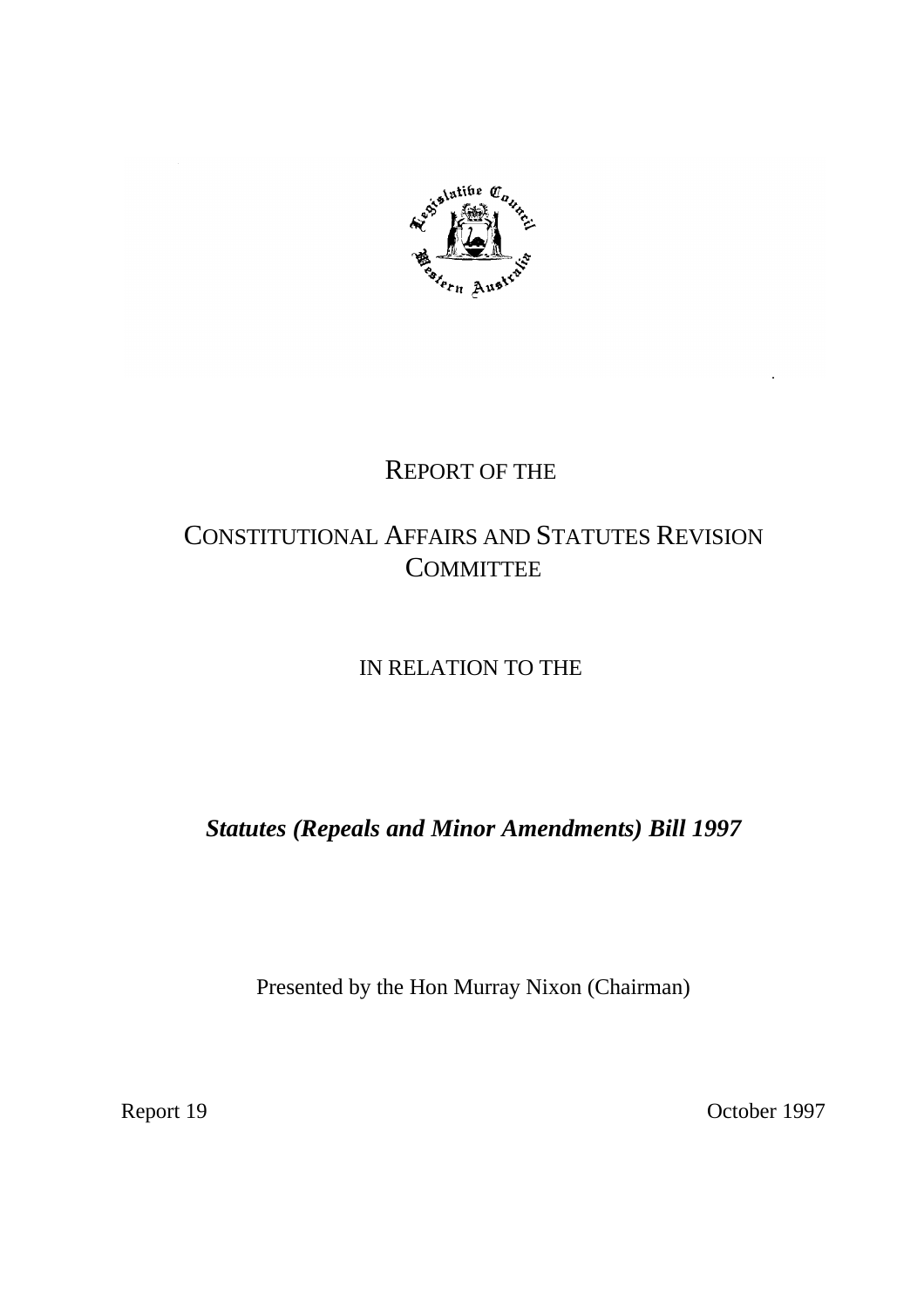# REPORT OF THE

# CONSTITUTIONAL AFFAIRS AND STATUTES REVISION COMMITTEE

## IN RELATION TO THE

## *Statutes (Repeals and Minor Amendments) Bill 1997*

Presented by the Hon Murray Nixon (Chairman)

Report 19

October 1997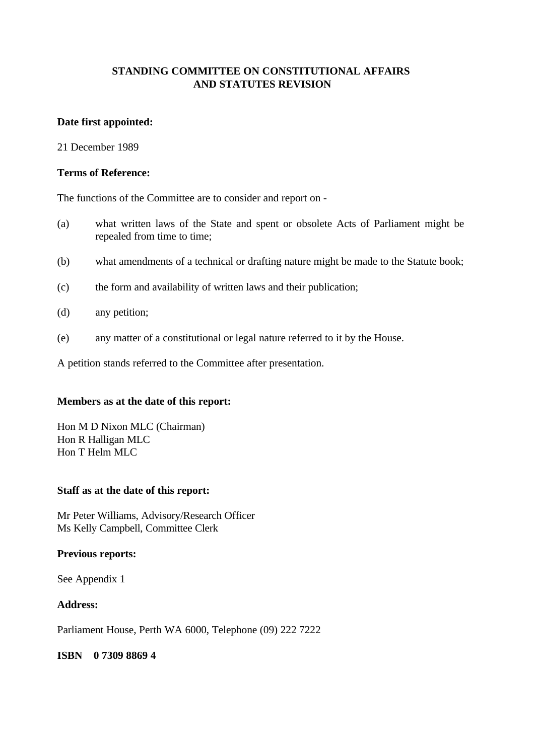# STANDING COMMITTEE ON CONSTITUTIONAL AFFAIRS AND STATUTES REVISION

**Date first appointed:**

21 December 1989

**Terms of Reference:**

The functions of the Committee are to consider and report on -

(a) what written laws of the State and spent or obsolete Acts of Parliament might be repealed from time to time;

(b) what amendments of a technical or drafting nature might be made to the Statute book;

(c) the form and availability of written laws and their publication;

(d) any petition;

(e) any matter of a constitutional or legal nature referred to it by the House.

A petition stands referred to the Committee after presentation.

**Members as at the date of this report:**

Hon M D Nixon MLC (Chairman)
Hon R Halligan MLC
Hon T Helm MLC

**Staff as at the date of this report:**

Mr Peter Williams, Advisory/Research Officer
Ms Kelly Campbell, Committee Clerk

**Previous reports:**

See Appendix 1

**Address:**

Parliament House, Perth WA 6000, Telephone (09) 222 7222

**ISBN 0 7309 8869 4**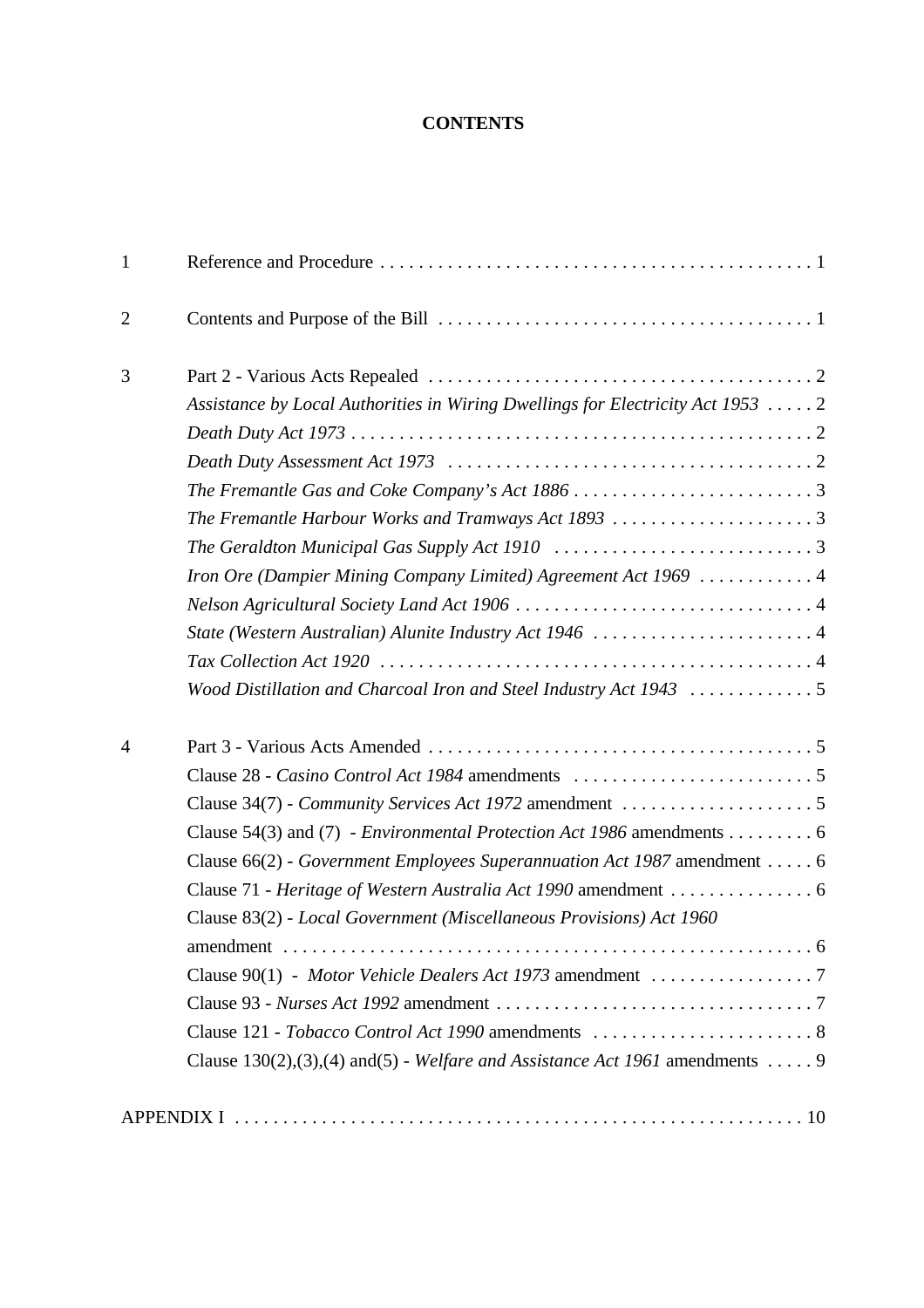# CONTENTS

| | | |
|---|---|---|
| 1 | Reference and Procedure | 1 |
| 2 | Contents and Purpose of the Bill | 1 |
| 3 | Part 2 - Various Acts Repealed | 2 |
| | *Assistance by Local Authorities in Wiring Dwellings for Electricity Act 1953* | 2 |
| | *Death Duty Act 1973* | 2 |
| | *Death Duty Assessment Act 1973* | 2 |
| | *The Fremantle Gas and Coke Company's Act 1886* | 3 |
| | *The Fremantle Harbour Works and Tramways Act 1893* | 3 |
| | *The Geraldton Municipal Gas Supply Act 1910* | 3 |
| | *Iron Ore (Dampier Mining Company Limited) Agreement Act 1969* | 4 |
| | *Nelson Agricultural Society Land Act 1906* | 4 |
| | *State (Western Australian) Alunite Industry Act 1946* | 4 |
| | *Tax Collection Act 1920* | 4 |
| | *Wood Distillation and Charcoal Iron and Steel Industry Act 1943* | 5 |
| 4 | Part 3 - Various Acts Amended | 5 |
| | Clause 28 - *Casino Control Act 1984* amendments | 5 |
| | Clause 34(7) - *Community Services Act 1972* amendment | 5 |
| | Clause 54(3) and (7) - *Environmental Protection Act 1986* amendments | 6 |
| | Clause 66(2) - *Government Employees Superannuation Act 1987* amendment | 6 |
| | Clause 71 - *Heritage of Western Australia Act 1990* amendment | 6 |
| | Clause 83(2) - *Local Government (Miscellaneous Provisions) Act 1960* amendment | 6 |
| | Clause 90(1) - *Motor Vehicle Dealers Act 1973* amendment | 7 |
| | Clause 93 - *Nurses Act 1992* amendment | 7 |
| | Clause 121 - *Tobacco Control Act 1990* amendments | 8 |
| | Clause 130(2),(3),(4) and(5) - *Welfare and Assistance Act 1961* amendments | 9 |

APPENDIX I . . . . 10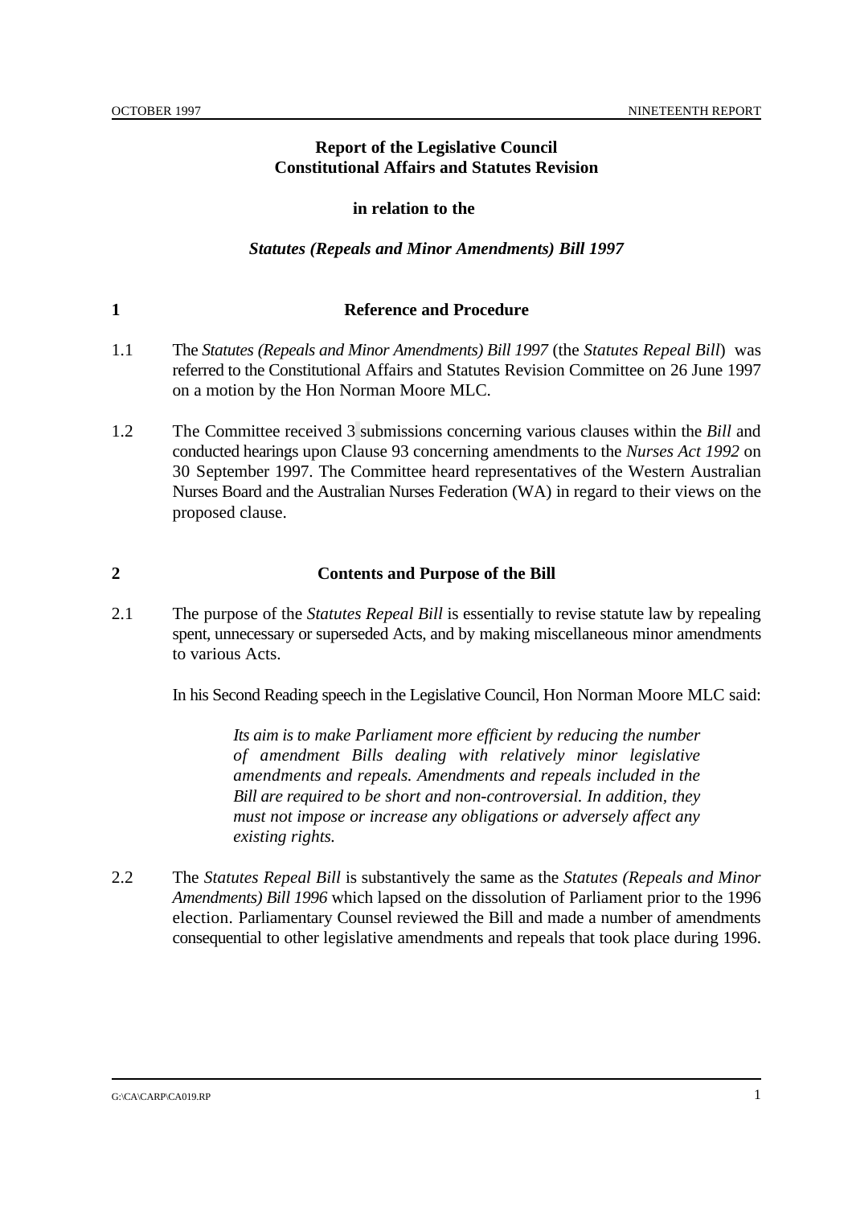**Report of the Legislative Council Constitutional Affairs and Statutes Revision**

**in relation to the**

***Statutes (Repeals and Minor Amendments) Bill 1997***

## 1 Reference and Procedure

1.1 The *Statutes (Repeals and Minor Amendments) Bill 1997* (the *Statutes Repeal Bill*) was referred to the Constitutional Affairs and Statutes Revision Committee on 26 June 1997 on a motion by the Hon Norman Moore MLC.

1.2 The Committee received 3 submissions concerning various clauses within the *Bill* and conducted hearings upon Clause 93 concerning amendments to the *Nurses Act 1992* on 30 September 1997. The Committee heard representatives of the Western Australian Nurses Board and the Australian Nurses Federation (WA) in regard to their views on the proposed clause.

## 2 Contents and Purpose of the Bill

2.1 The purpose of the *Statutes Repeal Bill* is essentially to revise statute law by repealing spent, unnecessary or superseded Acts, and by making miscellaneous minor amendments to various Acts.

In his Second Reading speech in the Legislative Council, Hon Norman Moore MLC said:

> *Its aim is to make Parliament more efficient by reducing the number of amendment Bills dealing with relatively minor legislative amendments and repeals. Amendments and repeals included in the Bill are required to be short and non-controversial. In addition, they must not impose or increase any obligations or adversely affect any existing rights.*

2.2 The *Statutes Repeal Bill* is substantively the same as the *Statutes (Repeals and Minor Amendments) Bill 1996* which lapsed on the dissolution of Parliament prior to the 1996 election. Parliamentary Counsel reviewed the Bill and made a number of amendments consequential to other legislative amendments and repeals that took place during 1996.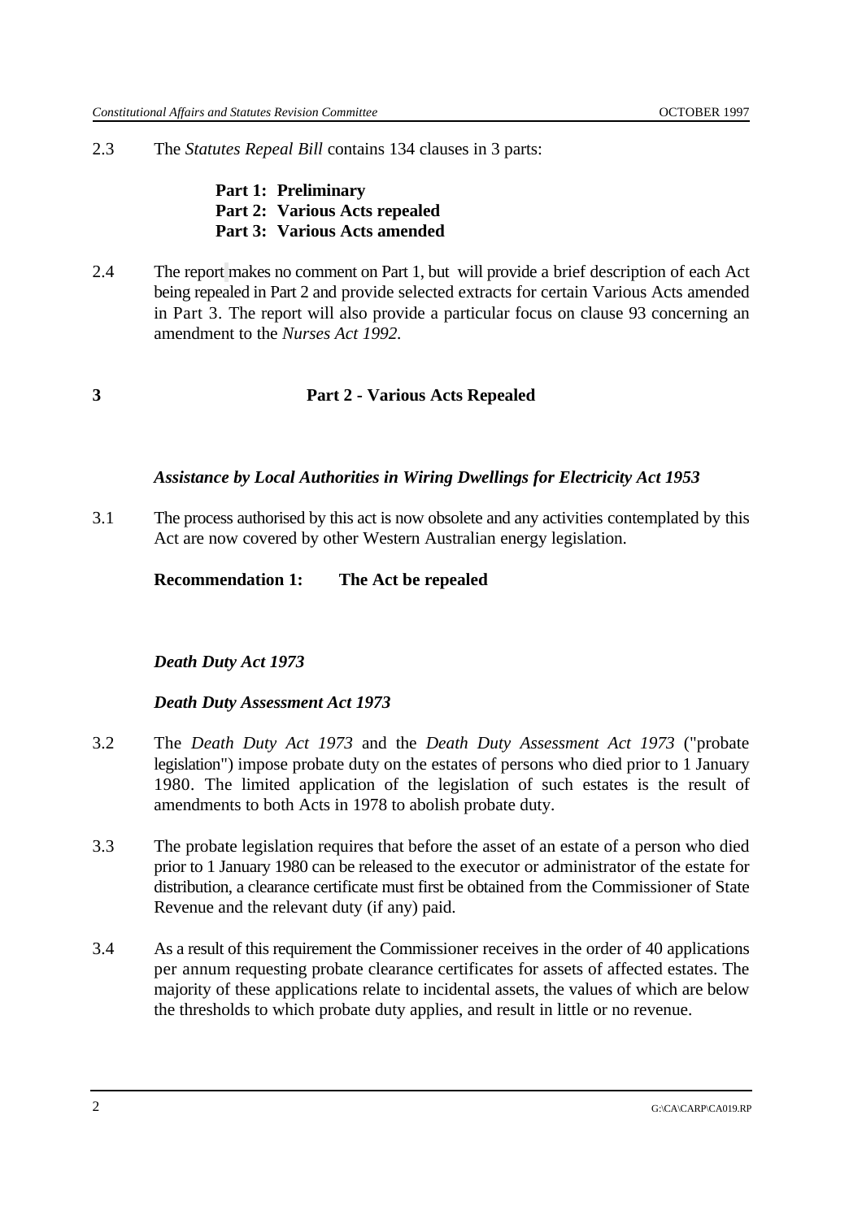2.3 The *Statutes Repeal Bill* contains 134 clauses in 3 parts:

**Part 1: Preliminary**
**Part 2: Various Acts repealed**
**Part 3: Various Acts amended**

2.4 The report makes no comment on Part 1, but will provide a brief description of each Act being repealed in Part 2 and provide selected extracts for certain Various Acts amended in Part 3. The report will also provide a particular focus on clause 93 concerning an amendment to the *Nurses Act 1992.*

## 3 Part 2 - Various Acts Repealed

***Assistance by Local Authorities in Wiring Dwellings for Electricity Act 1953***

3.1 The process authorised by this act is now obsolete and any activities contemplated by this Act are now covered by other Western Australian energy legislation.

**Recommendation 1: The Act be repealed**

***Death Duty Act 1973***

***Death Duty Assessment Act 1973***

3.2 The *Death Duty Act 1973* and the *Death Duty Assessment Act 1973* ("probate legislation") impose probate duty on the estates of persons who died prior to 1 January 1980. The limited application of the legislation of such estates is the result of amendments to both Acts in 1978 to abolish probate duty.

3.3 The probate legislation requires that before the asset of an estate of a person who died prior to 1 January 1980 can be released to the executor or administrator of the estate for distribution, a clearance certificate must first be obtained from the Commissioner of State Revenue and the relevant duty (if any) paid.

3.4 As a result of this requirement the Commissioner receives in the order of 40 applications per annum requesting probate clearance certificates for assets of affected estates. The majority of these applications relate to incidental assets, the values of which are below the thresholds to which probate duty applies, and result in little or no revenue.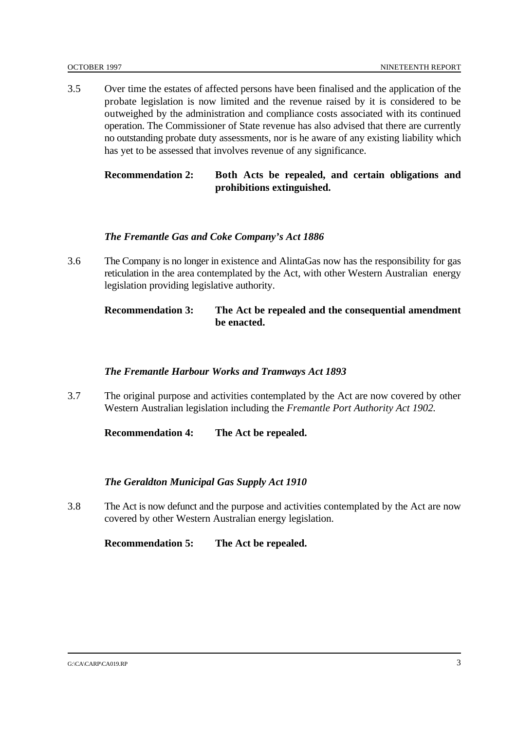3.5 Over time the estates of affected persons have been finalised and the application of the probate legislation is now limited and the revenue raised by it is considered to be outweighed by the administration and compliance costs associated with its continued operation. The Commissioner of State revenue has also advised that there are currently no outstanding probate duty assessments, nor is he aware of any existing liability which has yet to be assessed that involves revenue of any significance.

**Recommendation 2: Both Acts be repealed, and certain obligations and prohibitions extinguished.**

### *The Fremantle Gas and Coke Company's Act 1886*

3.6 The Company is no longer in existence and AlintaGas now has the responsibility for gas reticulation in the area contemplated by the Act, with other Western Australian energy legislation providing legislative authority.

**Recommendation 3: The Act be repealed and the consequential amendment be enacted.**

### *The Fremantle Harbour Works and Tramways Act 1893*

3.7 The original purpose and activities contemplated by the Act are now covered by other Western Australian legislation including the *Fremantle Port Authority Act 1902.*

**Recommendation 4: The Act be repealed.**

### *The Geraldton Municipal Gas Supply Act 1910*

3.8 The Act is now defunct and the purpose and activities contemplated by the Act are now covered by other Western Australian energy legislation.

**Recommendation 5: The Act be repealed.**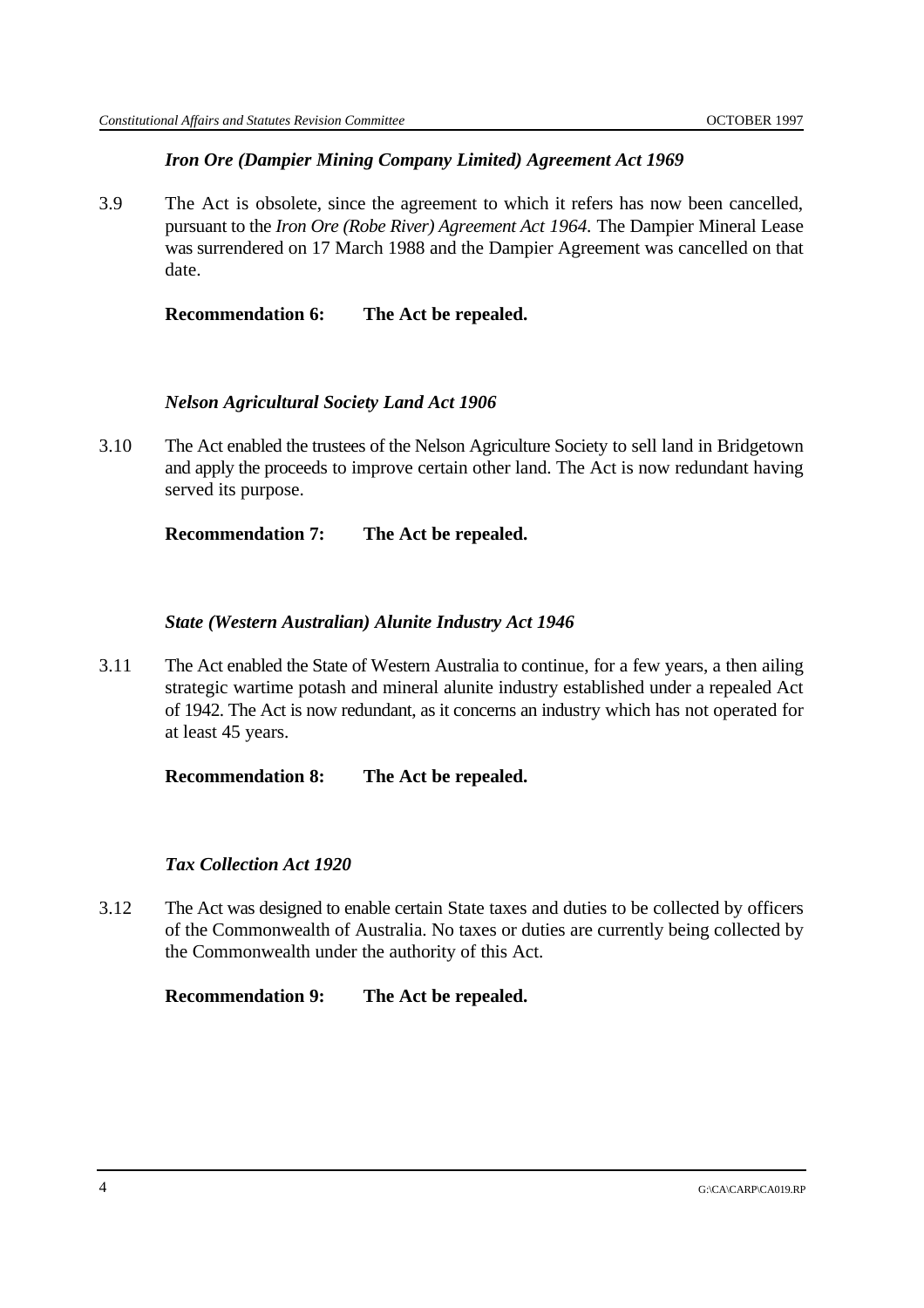### *Iron Ore (Dampier Mining Company Limited) Agreement Act 1969*

3.9 The Act is obsolete, since the agreement to which it refers has now been cancelled, pursuant to the *Iron Ore (Robe River) Agreement Act 1964.* The Dampier Mineral Lease was surrendered on 17 March 1988 and the Dampier Agreement was cancelled on that date.

**Recommendation 6: The Act be repealed.**

### *Nelson Agricultural Society Land Act 1906*

3.10 The Act enabled the trustees of the Nelson Agriculture Society to sell land in Bridgetown and apply the proceeds to improve certain other land. The Act is now redundant having served its purpose.

**Recommendation 7: The Act be repealed.**

### *State (Western Australian) Alunite Industry Act 1946*

3.11 The Act enabled the State of Western Australia to continue, for a few years, a then ailing strategic wartime potash and mineral alunite industry established under a repealed Act of 1942. The Act is now redundant, as it concerns an industry which has not operated for at least 45 years.

**Recommendation 8: The Act be repealed.**

### *Tax Collection Act 1920*

3.12 The Act was designed to enable certain State taxes and duties to be collected by officers of the Commonwealth of Australia. No taxes or duties are currently being collected by the Commonwealth under the authority of this Act.

**Recommendation 9: The Act be repealed.**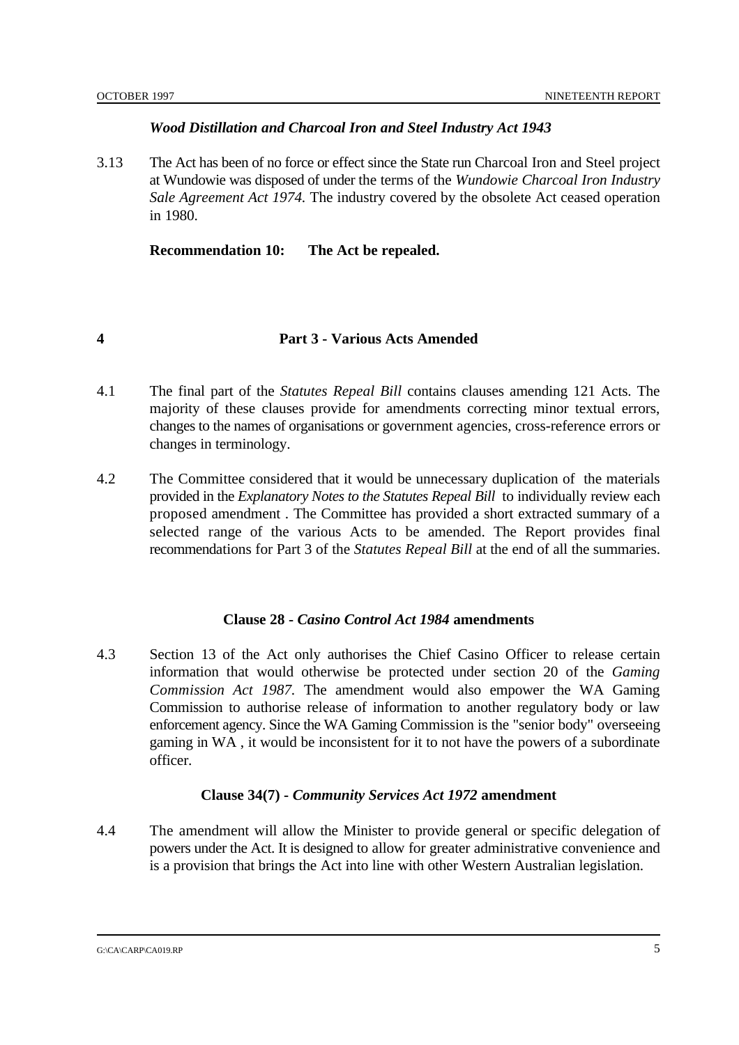### *Wood Distillation and Charcoal Iron and Steel Industry Act 1943*

3.13 The Act has been of no force or effect since the State run Charcoal Iron and Steel project at Wundowie was disposed of under the terms of the *Wundowie Charcoal Iron Industry Sale Agreement Act 1974.* The industry covered by the obsolete Act ceased operation in 1980.

**Recommendation 10: The Act be repealed.**

## 4 Part 3 - Various Acts Amended

4.1 The final part of the *Statutes Repeal Bill* contains clauses amending 121 Acts. The majority of these clauses provide for amendments correcting minor textual errors, changes to the names of organisations or government agencies, cross-reference errors or changes in terminology.

4.2 The Committee considered that it would be unnecessary duplication of the materials provided in the *Explanatory Notes to the Statutes Repeal Bill* to individually review each proposed amendment . The Committee has provided a short extracted summary of a selected range of the various Acts to be amended. The Report provides final recommendations for Part 3 of the *Statutes Repeal Bill* at the end of all the summaries.

### Clause 28 - *Casino Control Act 1984* amendments

4.3 Section 13 of the Act only authorises the Chief Casino Officer to release certain information that would otherwise be protected under section 20 of the *Gaming Commission Act 1987*. The amendment would also empower the WA Gaming Commission to authorise release of information to another regulatory body or law enforcement agency. Since the WA Gaming Commission is the "senior body" overseeing gaming in WA , it would be inconsistent for it to not have the powers of a subordinate officer.

### Clause 34(7) - *Community Services Act 1972* amendment

4.4 The amendment will allow the Minister to provide general or specific delegation of powers under the Act. It is designed to allow for greater administrative convenience and is a provision that brings the Act into line with other Western Australian legislation.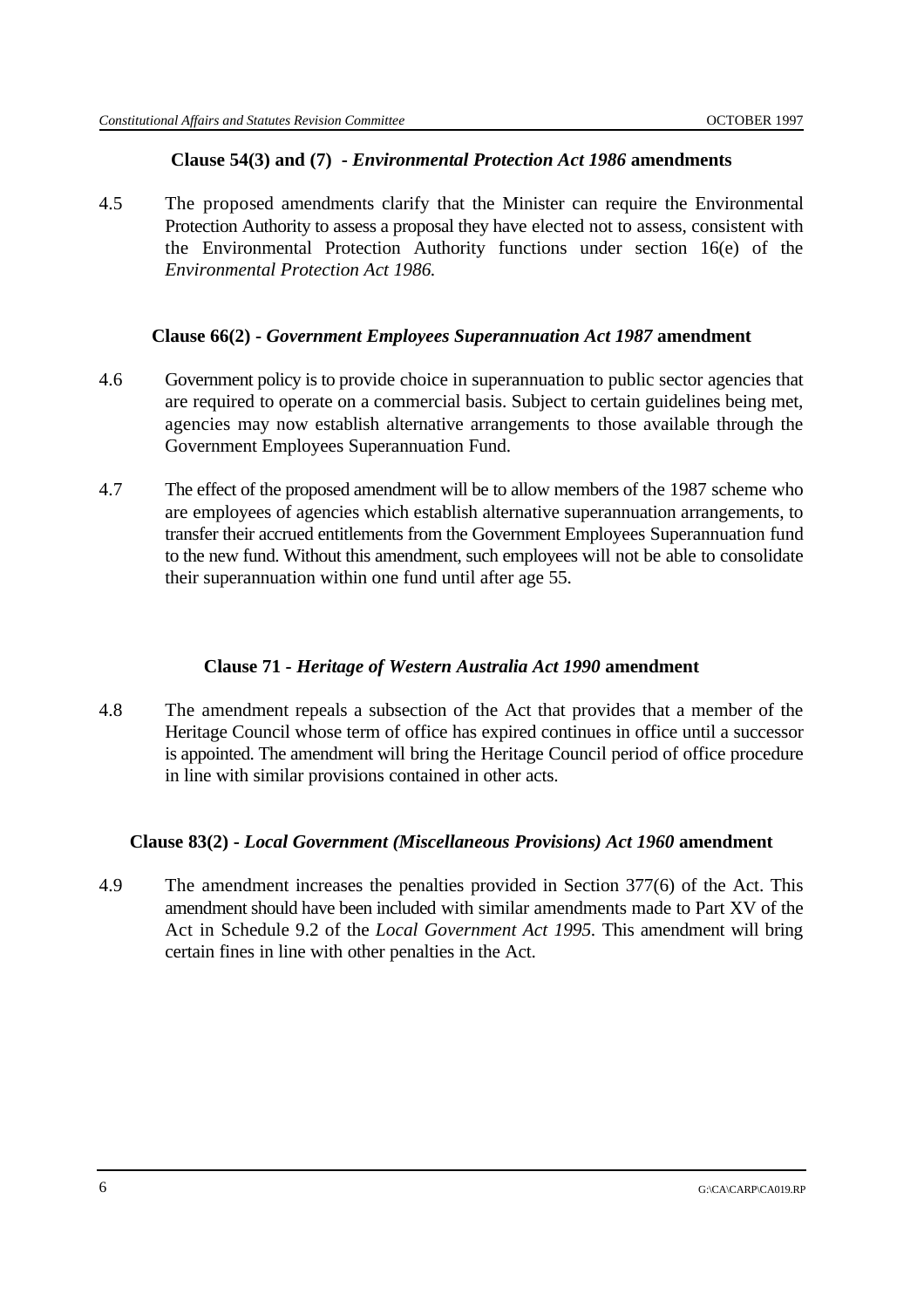**Clause 54(3) and (7) - *Environmental Protection Act 1986* amendments**

4.5 The proposed amendments clarify that the Minister can require the Environmental Protection Authority to assess a proposal they have elected not to assess, consistent with the Environmental Protection Authority functions under section 16(e) of the *Environmental Protection Act 1986.*

**Clause 66(2) - *Government Employees Superannuation Act 1987* amendment**

4.6 Government policy is to provide choice in superannuation to public sector agencies that are required to operate on a commercial basis. Subject to certain guidelines being met, agencies may now establish alternative arrangements to those available through the Government Employees Superannuation Fund.

4.7 The effect of the proposed amendment will be to allow members of the 1987 scheme who are employees of agencies which establish alternative superannuation arrangements, to transfer their accrued entitlements from the Government Employees Superannuation fund to the new fund. Without this amendment, such employees will not be able to consolidate their superannuation within one fund until after age 55.

**Clause 71 - *Heritage of Western Australia Act 1990* amendment**

4.8 The amendment repeals a subsection of the Act that provides that a member of the Heritage Council whose term of office has expired continues in office until a successor is appointed. The amendment will bring the Heritage Council period of office procedure in line with similar provisions contained in other acts.

**Clause 83(2) - *Local Government (Miscellaneous Provisions) Act 1960* amendment**

4.9 The amendment increases the penalties provided in Section 377(6) of the Act. This amendment should have been included with similar amendments made to Part XV of the Act in Schedule 9.2 of the *Local Government Act 1995*. This amendment will bring certain fines in line with other penalties in the Act.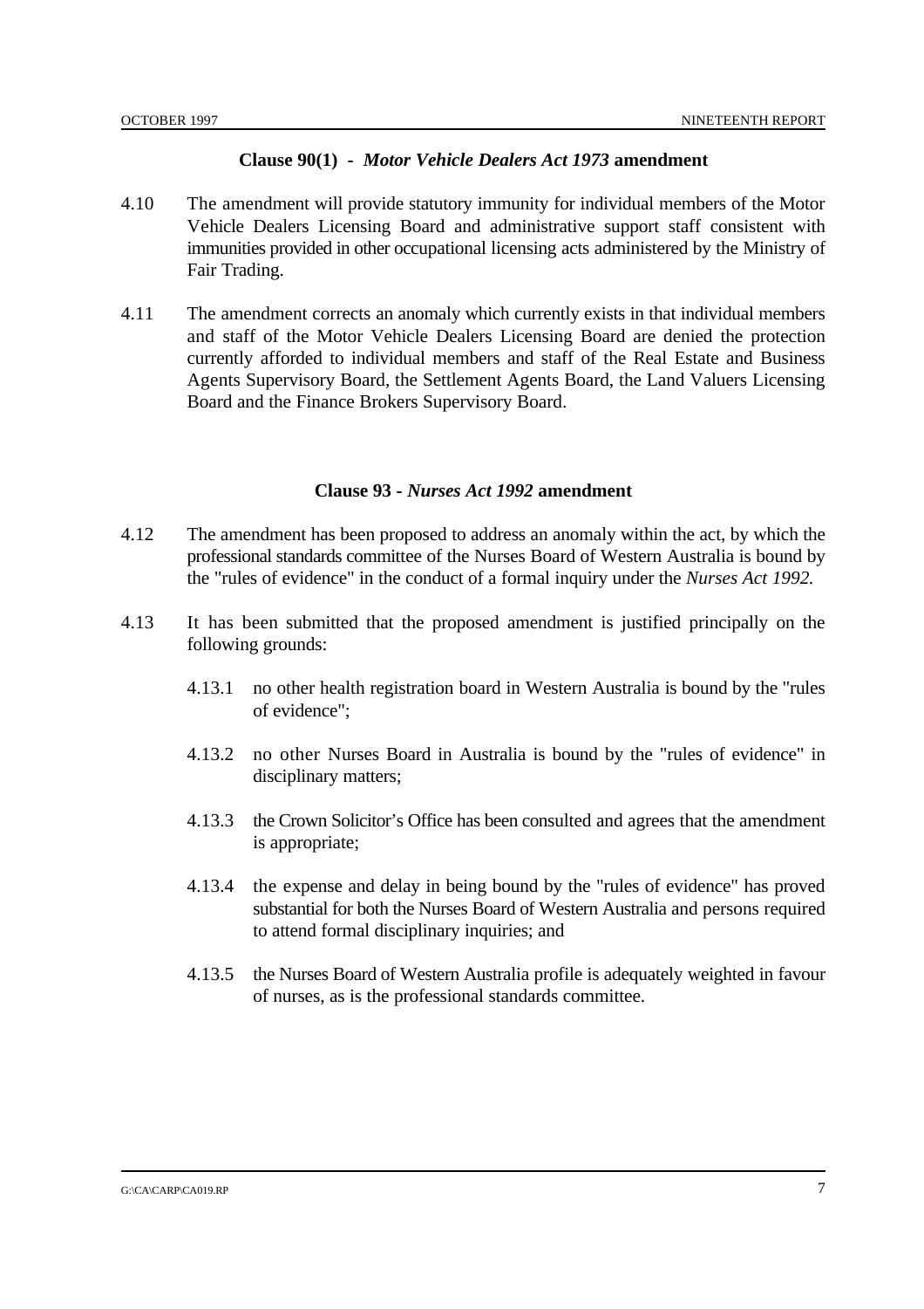### Clause 90(1) - *Motor Vehicle Dealers Act 1973* amendment

4.10 The amendment will provide statutory immunity for individual members of the Motor Vehicle Dealers Licensing Board and administrative support staff consistent with immunities provided in other occupational licensing acts administered by the Ministry of Fair Trading.

4.11 The amendment corrects an anomaly which currently exists in that individual members and staff of the Motor Vehicle Dealers Licensing Board are denied the protection currently afforded to individual members and staff of the Real Estate and Business Agents Supervisory Board, the Settlement Agents Board, the Land Valuers Licensing Board and the Finance Brokers Supervisory Board.

### Clause 93 - *Nurses Act 1992* amendment

4.12 The amendment has been proposed to address an anomaly within the act, by which the professional standards committee of the Nurses Board of Western Australia is bound by the "rules of evidence" in the conduct of a formal inquiry under the *Nurses Act 1992.*

4.13 It has been submitted that the proposed amendment is justified principally on the following grounds:

4.13.1 no other health registration board in Western Australia is bound by the "rules of evidence";

4.13.2 no other Nurses Board in Australia is bound by the "rules of evidence" in disciplinary matters;

4.13.3 the Crown Solicitor's Office has been consulted and agrees that the amendment is appropriate;

4.13.4 the expense and delay in being bound by the "rules of evidence" has proved substantial for both the Nurses Board of Western Australia and persons required to attend formal disciplinary inquiries; and

4.13.5 the Nurses Board of Western Australia profile is adequately weighted in favour of nurses, as is the professional standards committee.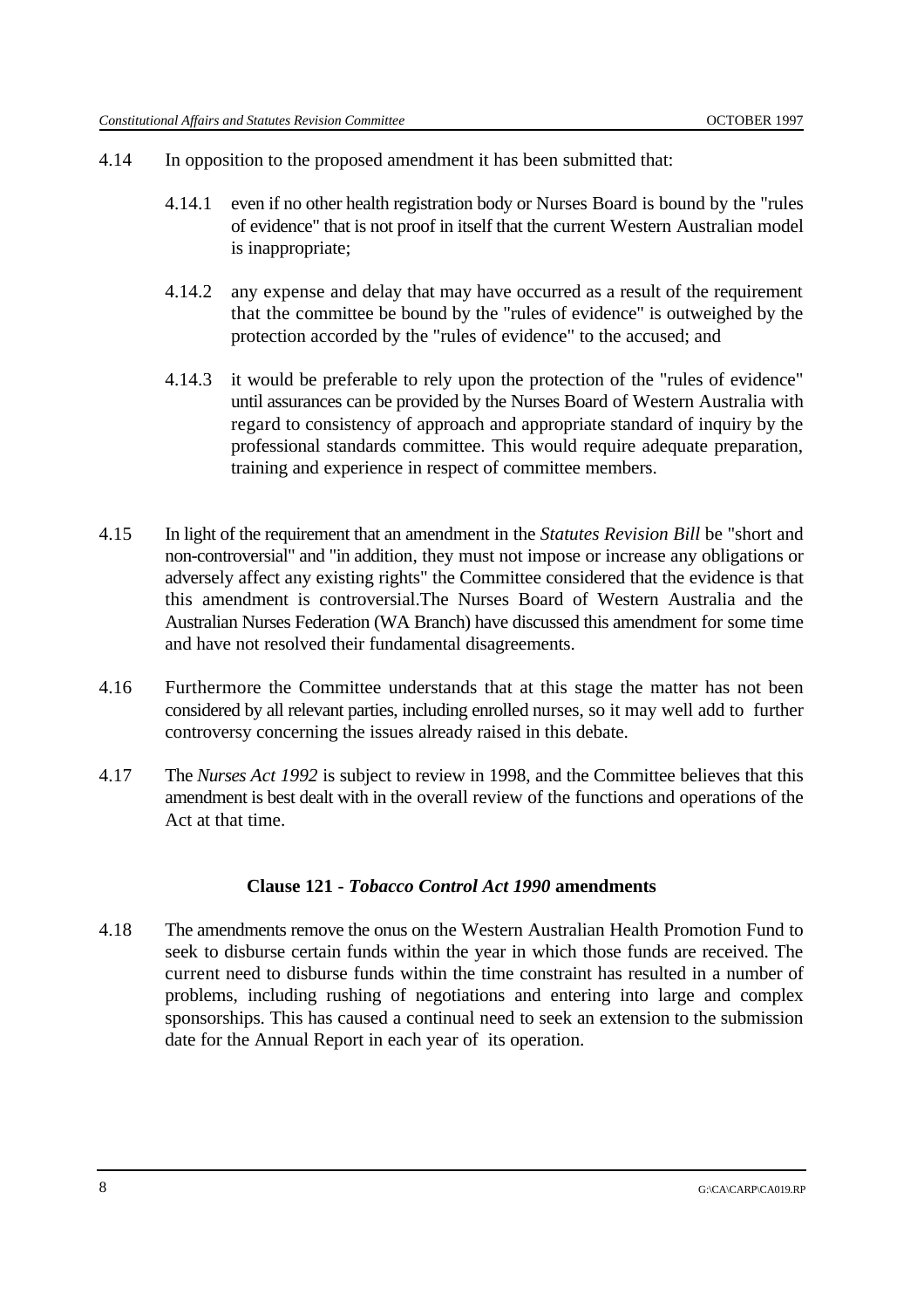4.14 In opposition to the proposed amendment it has been submitted that:

4.14.1 even if no other health registration body or Nurses Board is bound by the "rules of evidence" that is not proof in itself that the current Western Australian model is inappropriate;

4.14.2 any expense and delay that may have occurred as a result of the requirement that the committee be bound by the "rules of evidence" is outweighed by the protection accorded by the "rules of evidence" to the accused; and

4.14.3 it would be preferable to rely upon the protection of the "rules of evidence" until assurances can be provided by the Nurses Board of Western Australia with regard to consistency of approach and appropriate standard of inquiry by the professional standards committee. This would require adequate preparation, training and experience in respect of committee members.

4.15 In light of the requirement that an amendment in the *Statutes Revision Bill* be "short and non-controversial" and "in addition, they must not impose or increase any obligations or adversely affect any existing rights" the Committee considered that the evidence is that this amendment is controversial.The Nurses Board of Western Australia and the Australian Nurses Federation (WA Branch) have discussed this amendment for some time and have not resolved their fundamental disagreements.

4.16 Furthermore the Committee understands that at this stage the matter has not been considered by all relevant parties, including enrolled nurses, so it may well add to further controversy concerning the issues already raised in this debate.

4.17 The *Nurses Act 1992* is subject to review in 1998, and the Committee believes that this amendment is best dealt with in the overall review of the functions and operations of the Act at that time.

### Clause 121 - *Tobacco Control Act 1990* amendments

4.18 The amendments remove the onus on the Western Australian Health Promotion Fund to seek to disburse certain funds within the year in which those funds are received. The current need to disburse funds within the time constraint has resulted in a number of problems, including rushing of negotiations and entering into large and complex sponsorships. This has caused a continual need to seek an extension to the submission date for the Annual Report in each year of its operation.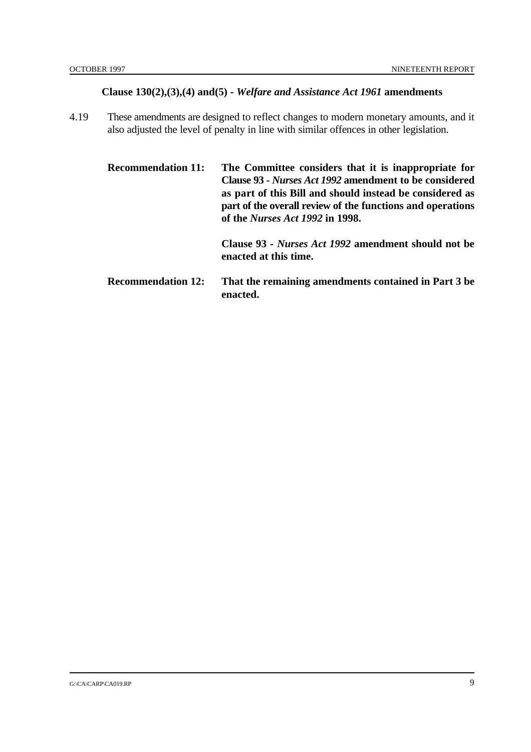**Clause 130(2),(3),(4) and(5) - *Welfare and Assistance Act 1961* amendments**

4.19 These amendments are designed to reflect changes to modern monetary amounts, and it also adjusted the level of penalty in line with similar offences in other legislation.

**Recommendation 11:** **The Committee considers that it is inappropriate for Clause 93 - *Nurses Act 1992* amendment to be considered as part of this Bill and should instead be considered as part of the overall review of the functions and operations of the *Nurses Act 1992* in 1998.**

**Clause 93 - *Nurses Act 1992* amendment should not be enacted at this time.**

**Recommendation 12:** **That the remaining amendments contained in Part 3 be enacted.**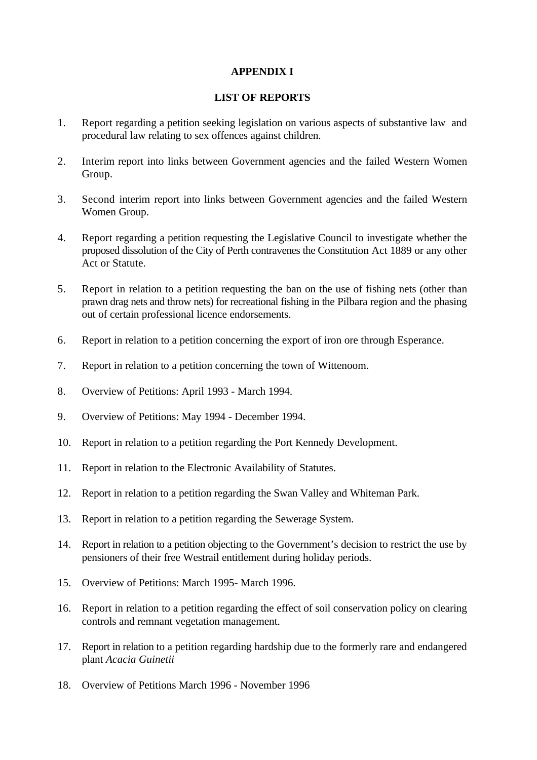# APPENDIX I

## LIST OF REPORTS

1. Report regarding a petition seeking legislation on various aspects of substantive law and procedural law relating to sex offences against children.

2. Interim report into links between Government agencies and the failed Western Women Group.

3. Second interim report into links between Government agencies and the failed Western Women Group.

4. Report regarding a petition requesting the Legislative Council to investigate whether the proposed dissolution of the City of Perth contravenes the Constitution Act 1889 or any other Act or Statute.

5. Report in relation to a petition requesting the ban on the use of fishing nets (other than prawn drag nets and throw nets) for recreational fishing in the Pilbara region and the phasing out of certain professional licence endorsements.

6. Report in relation to a petition concerning the export of iron ore through Esperance.

7. Report in relation to a petition concerning the town of Wittenoom.

8. Overview of Petitions: April 1993 - March 1994.

9. Overview of Petitions: May 1994 - December 1994.

10. Report in relation to a petition regarding the Port Kennedy Development.

11. Report in relation to the Electronic Availability of Statutes.

12. Report in relation to a petition regarding the Swan Valley and Whiteman Park.

13. Report in relation to a petition regarding the Sewerage System.

14. Report in relation to a petition objecting to the Government's decision to restrict the use by pensioners of their free Westrail entitlement during holiday periods.

15. Overview of Petitions: March 1995- March 1996.

16. Report in relation to a petition regarding the effect of soil conservation policy on clearing controls and remnant vegetation management.

17. Report in relation to a petition regarding hardship due to the formerly rare and endangered plant *Acacia Guinetii*

18. Overview of Petitions March 1996 - November 1996